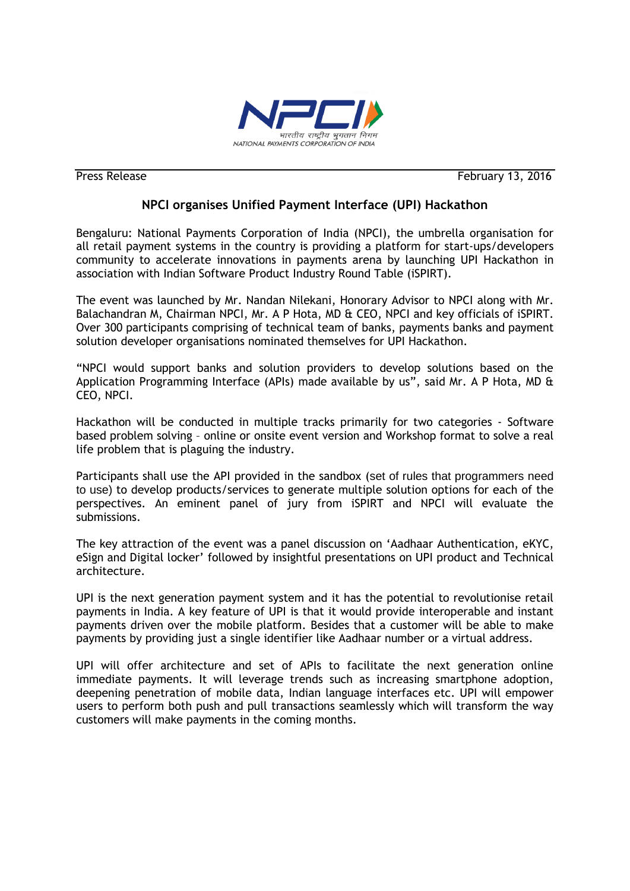NPCI
भारतीय राष्ट्रीय भुगतान निगम
NATIONAL PAYMENTS CORPORATION OF INDIA

Press Release February 13, 2016

## NPCI organises Unified Payment Interface (UPI) Hackathon

Bengaluru: National Payments Corporation of India (NPCI), the umbrella organisation for all retail payment systems in the country is providing a platform for start-ups/developers community to accelerate innovations in payments arena by launching UPI Hackathon in association with Indian Software Product Industry Round Table (iSPIRT).

The event was launched by Mr. Nandan Nilekani, Honorary Advisor to NPCI along with Mr. Balachandran M, Chairman NPCI, Mr. A P Hota, MD & CEO, NPCI and key officials of iSPIRT. Over 300 participants comprising of technical team of banks, payments banks and payment solution developer organisations nominated themselves for UPI Hackathon.

"NPCI would support banks and solution providers to develop solutions based on the Application Programming Interface (APIs) made available by us", said Mr. A P Hota, MD & CEO, NPCI.

Hackathon will be conducted in multiple tracks primarily for two categories - Software based problem solving – online or onsite event version and Workshop format to solve a real life problem that is plaguing the industry.

Participants shall use the API provided in the sandbox (set of rules that programmers need to use) to develop products/services to generate multiple solution options for each of the perspectives. An eminent panel of jury from iSPIRT and NPCI will evaluate the submissions.

The key attraction of the event was a panel discussion on 'Aadhaar Authentication, eKYC, eSign and Digital locker' followed by insightful presentations on UPI product and Technical architecture.

UPI is the next generation payment system and it has the potential to revolutionise retail payments in India. A key feature of UPI is that it would provide interoperable and instant payments driven over the mobile platform. Besides that a customer will be able to make payments by providing just a single identifier like Aadhaar number or a virtual address.

UPI will offer architecture and set of APIs to facilitate the next generation online immediate payments. It will leverage trends such as increasing smartphone adoption, deepening penetration of mobile data, Indian language interfaces etc. UPI will empower users to perform both push and pull transactions seamlessly which will transform the way customers will make payments in the coming months.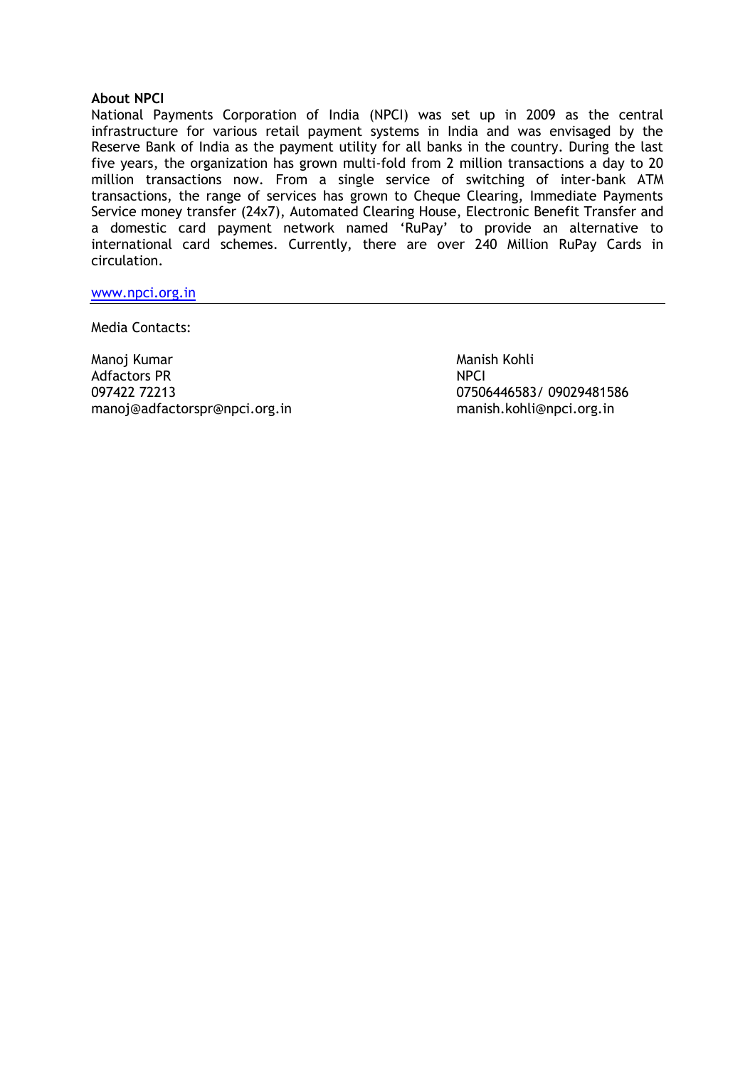**About NPCI**

National Payments Corporation of India (NPCI) was set up in 2009 as the central infrastructure for various retail payment systems in India and was envisaged by the Reserve Bank of India as the payment utility for all banks in the country. During the last five years, the organization has grown multi-fold from 2 million transactions a day to 20 million transactions now. From a single service of switching of inter-bank ATM transactions, the range of services has grown to Cheque Clearing, Immediate Payments Service money transfer (24x7), Automated Clearing House, Electronic Benefit Transfer and a domestic card payment network named 'RuPay' to provide an alternative to international card schemes. Currently, there are over 240 Million RuPay Cards in circulation.

www.npci.org.in

---

Media Contacts:

Manoj Kumar
Adfactors PR
097422 72213
manoj@adfactorspr@npci.org.in

Manish Kohli
NPCI
07506446583/ 09029481586
manish.kohli@npci.org.in